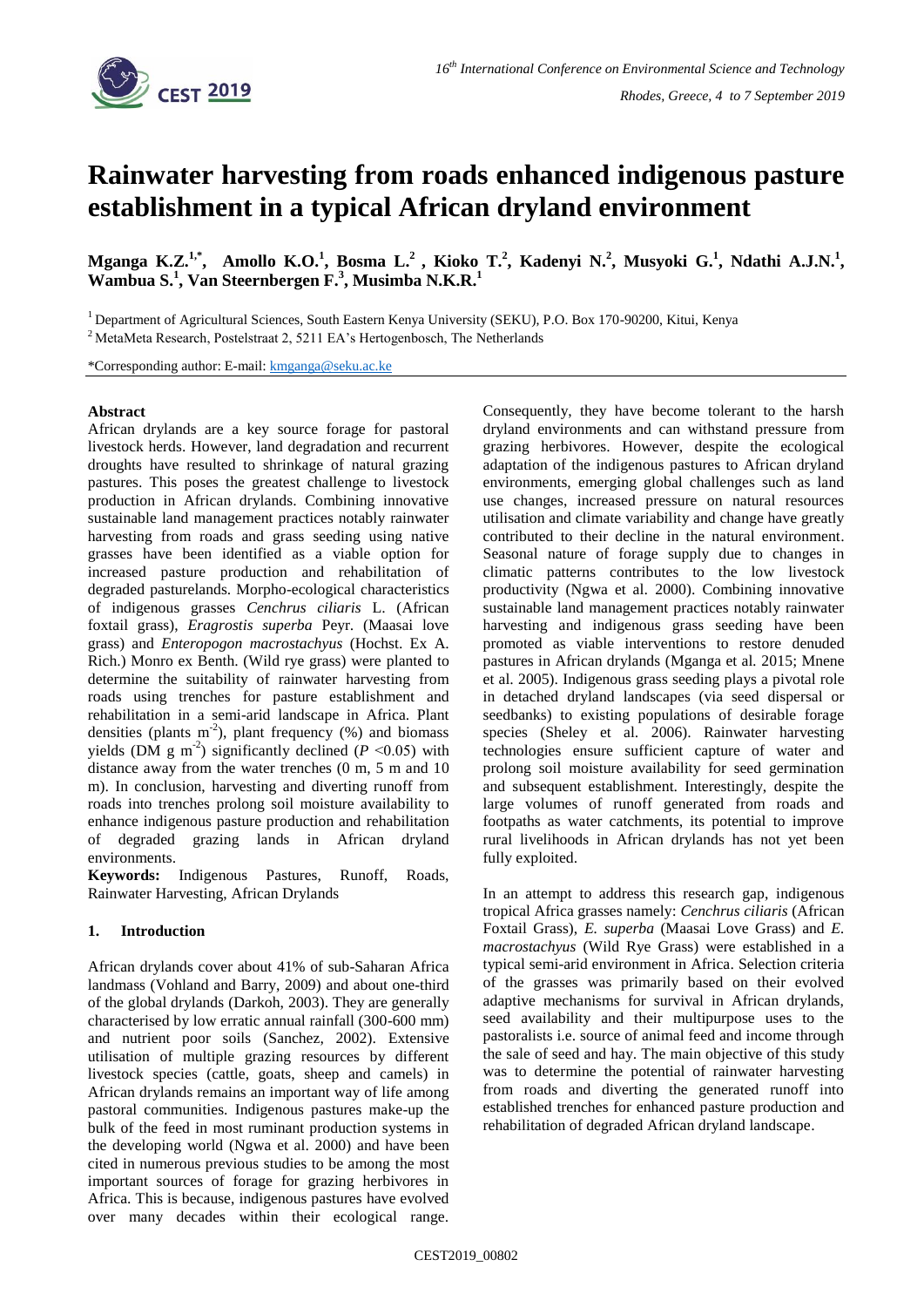# Rainwater harvesting from roads enhanced indigenous pasture establishment in a typical African dryland environment

**Mganga K.Z.[1,*], Amollo K.O.[1], Bosma L.[2], Kioko T.[2], Kadenyi N.[2], Musyoki G.[1], Ndathi A.J.N.[1], Wambua S.[1], Van Steernbergen F.[3], Musimba N.K.R.[1]**

[1] Department of Agricultural Sciences, South Eastern Kenya University (SEKU), P.O. Box 170-90200, Kitui, Kenya

[2] MetaMeta Research, Postelstraat 2, 5211 EA's Hertogenbosch, The Netherlands

*Corresponding author: E-mail: kmganga@seku.ac.ke

### Abstract

African drylands are a key source forage for pastoral livestock herds. However, land degradation and recurrent droughts have resulted to shrinkage of natural grazing pastures. This poses the greatest challenge to livestock production in African drylands. Combining innovative sustainable land management practices notably rainwater harvesting from roads and grass seeding using native grasses have been identified as a viable option for increased pasture production and rehabilitation of degraded pasturelands. Morpho-ecological characteristics of indigenous grasses *Cenchrus ciliaris* L. (African foxtail grass), *Eragrostis superba* Peyr. (Maasai love grass) and *Enteropogon macrostachyus* (Hochst. Ex A. Rich.) Monro ex Benth. (Wild rye grass) were planted to determine the suitability of rainwater harvesting from roads using trenches for pasture establishment and rehabilitation in a semi-arid landscape in Africa. Plant densities (plants $m^{-2}$), plant frequency (%) and biomass yields (DM g $m^{-2}$) significantly declined ($P$ <0.05) with distance away from the water trenches (0 m, 5 m and 10 m). In conclusion, harvesting and diverting runoff from roads into trenches prolong soil moisture availability to enhance indigenous pasture production and rehabilitation of degraded grazing lands in African dryland environments.

**Keywords:** Indigenous Pastures, Runoff, Roads, Rainwater Harvesting, African Drylands

## 1. Introduction

African drylands cover about 41% of sub-Saharan Africa landmass (Vohland and Barry, 2009) and about one-third of the global drylands (Darkoh, 2003). They are generally characterised by low erratic annual rainfall (300-600 mm) and nutrient poor soils (Sanchez, 2002). Extensive utilisation of multiple grazing resources by different livestock species (cattle, goats, sheep and camels) in African drylands remains an important way of life among pastoral communities. Indigenous pastures make-up the bulk of the feed in most ruminant production systems in the developing world (Ngwa et al. 2000) and have been cited in numerous previous studies to be among the most important sources of forage for grazing herbivores in Africa. This is because, indigenous pastures have evolved over many decades within their ecological range. Consequently, they have become tolerant to the harsh dryland environments and can withstand pressure from grazing herbivores. However, despite the ecological adaptation of the indigenous pastures to African dryland environments, emerging global challenges such as land use changes, increased pressure on natural resources utilisation and climate variability and change have greatly contributed to their decline in the natural environment. Seasonal nature of forage supply due to changes in climatic patterns contributes to the low livestock productivity (Ngwa et al. 2000). Combining innovative sustainable land management practices notably rainwater harvesting and indigenous grass seeding have been promoted as viable interventions to restore denuded pastures in African drylands (Mganga et al*.* 2015; Mnene et al. 2005). Indigenous grass seeding plays a pivotal role in detached dryland landscapes (via seed dispersal or seedbanks) to existing populations of desirable forage species (Sheley et al. 2006). Rainwater harvesting technologies ensure sufficient capture of water and prolong soil moisture availability for seed germination and subsequent establishment. Interestingly, despite the large volumes of runoff generated from roads and footpaths as water catchments, its potential to improve rural livelihoods in African drylands has not yet been fully exploited.

In an attempt to address this research gap, indigenous tropical Africa grasses namely: *Cenchrus ciliaris* (African Foxtail Grass), *E. superba* (Maasai Love Grass) and *E. macrostachyus* (Wild Rye Grass) were established in a typical semi-arid environment in Africa. Selection criteria of the grasses was primarily based on their evolved adaptive mechanisms for survival in African drylands, seed availability and their multipurpose uses to the pastoralists i.e. source of animal feed and income through the sale of seed and hay. The main objective of this study was to determine the potential of rainwater harvesting from roads and diverting the generated runoff into established trenches for enhanced pasture production and rehabilitation of degraded African dryland landscape.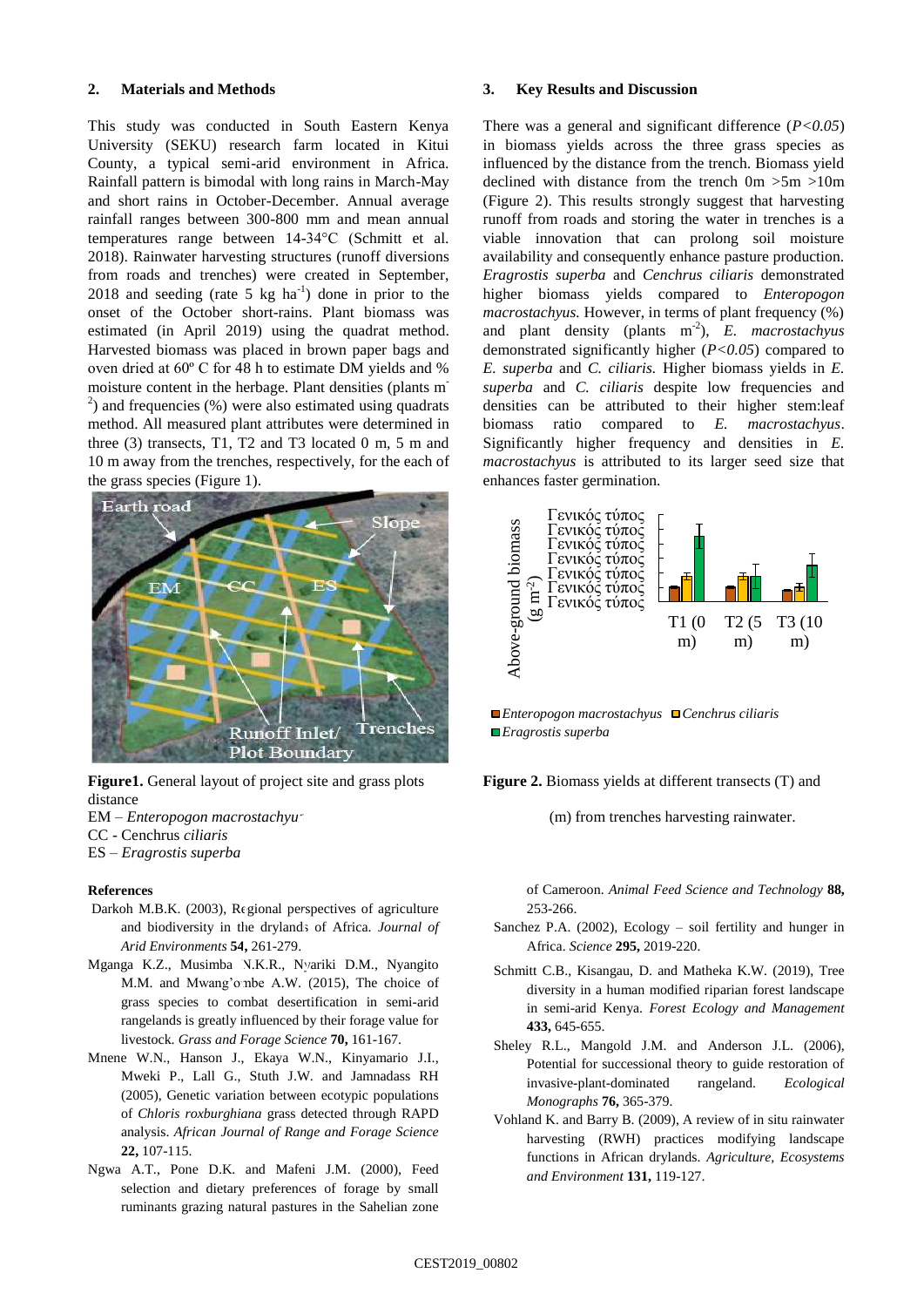## 2. Materials and Methods

This study was conducted in South Eastern Kenya University (SEKU) research farm located in Kitui County, a typical semi-arid environment in Africa. Rainfall pattern is bimodal with long rains in March-May and short rains in October-December. Annual average rainfall ranges between 300-800 mm and mean annual temperatures range between 14-34°C (Schmitt et al. 2018). Rainwater harvesting structures (runoff diversions from roads and trenches) were created in September, 2018 and seeding (rate 5 kg $ha^{-1}$) done in prior to the onset of the October short-rains. Plant biomass was estimated (in April 2019) using the quadrat method. Harvested biomass was placed in brown paper bags and oven dried at 60º C for 48 h to estimate DM yields and % moisture content in the herbage. Plant densities (plants $m^{-2}$) and frequencies (%) were also estimated using quadrats method. All measured plant attributes were determined in three (3) transects, T1, T2 and T3 located 0 m, 5 m and 10 m away from the trenches, respectively, for the each of the grass species (Figure 1).

Earth road
Slope
EM
CC
ES
Runoff Inlet/ Plot Boundary
Trenches

**Figure1.** General layout of project site and grass plots distance

EM – *Enteropogon macrostachyus*
CC - Cenchrus *ciliaris*
ES – *Eragrostis superba*

## 3. Key Results and Discussion

There was a general and significant difference (*P<0.05*) in biomass yields across the three grass species as influenced by the distance from the trench. Biomass yield declined with distance from the trench 0m >5m >10m (Figure 2). This results strongly suggest that harvesting runoff from roads and storing the water in trenches is a viable innovation that can prolong soil moisture availability and consequently enhance pasture production. *Eragrostis superba* and *Cenchrus ciliaris* demonstrated higher biomass yields compared to *Enteropogon macrostachyus.* However, in terms of plant frequency (%) and plant density (plants $m^{-2}$), *E. macrostachyus* demonstrated significantly higher (*P<0.05*) compared to *E. superba* and *C. ciliaris.* Higher biomass yields in *E. superba* and *C. ciliaris* despite low frequencies and densities can be attributed to their higher stem:leaf biomass ratio compared to *E. macrostachyus*. Significantly higher frequency and densities in *E. macrostachyus* is attributed to its larger seed size that enhances faster germination.

Above-ground biomass ($g\ m^{-2}$)
Γενικός τύπος
Γενικός τύπος
Γενικός τύπος
Γενικός τύπος
Γενικός τύπος
Γενικός τύπος
Γενικός τύπος
T1 (0 m)
T2 (5 m)
T3 (10 m)
*Enteropogon macrostachyus* *Cenchrus ciliaris* *Eragrostis superba*

**Figure 2.** Biomass yields at different transects (T) and (m) from trenches harvesting rainwater.

**References**

Darkoh M.B.K. (2003), Regional perspectives of agriculture and biodiversity in the drylands of Africa. *Journal of Arid Environments* **54,** 261-279.

Mganga K.Z., Musimba N.K.R., Nyariki D.M., Nyangito M.M. and Mwang'ombe A.W. (2015), The choice of grass species to combat desertification in semi-arid rangelands is greatly influenced by their forage value for livestock. *Grass and Forage Science* **70,** 161-167.

Mnene W.N., Hanson J., Ekaya W.N., Kinyamario J.I., Mweki P., Lall G., Stuth J.W. and Jamnadass RH (2005), Genetic variation between ecotypic populations of *Chloris roxburghiana* grass detected through RAPD analysis. *African Journal of Range and Forage Science* **22,** 107-115.

Ngwa A.T., Pone D.K. and Mafeni J.M. (2000), Feed selection and dietary preferences of forage by small ruminants grazing natural pastures in the Sahelian zone of Cameroon. *Animal Feed Science and Technology* **88,** 253-266.

Sanchez P.A. (2002), Ecology – soil fertility and hunger in Africa. *Science* **295,** 2019-220.

Schmitt C.B., Kisangau, D. and Matheka K.W. (2019), Tree diversity in a human modified riparian forest landscape in semi-arid Kenya. *Forest Ecology and Management* **433,** 645-655.

Sheley R.L., Mangold J.M. and Anderson J.L. (2006), Potential for successional theory to guide restoration of invasive-plant-dominated rangeland. *Ecological Monographs* **76,** 365-379.

Vohland K. and Barry B. (2009), A review of in situ rainwater harvesting (RWH) practices modifying landscape functions in African drylands. *Agriculture, Ecosystems and Environment* **131,** 119-127.